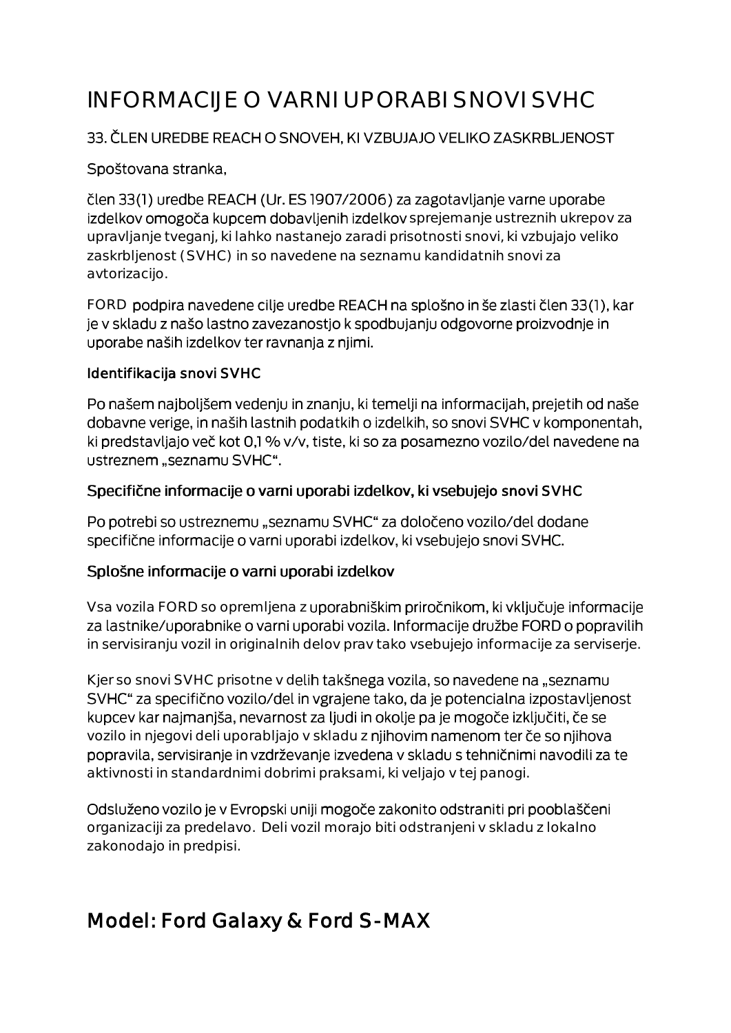# INFORMACIJE O VARNI UPORABI SNOVI SVHC

## 33. ČLEN UREDBE REACH O SNOVEH, KI VZBUJAJO VELIKO ZASKRBLJENOST

Spoštovana stranka,

člen 33(1) uredbe REACH (Ur. ES 1907/2006) za zagotavljanje varne uporabe izdelkov omogoča kupcem dobavljenih izdelkov sprejemanje ustreznih ukrepov za upravljanje tveganj, ki lahko nastanejo zaradi prisotnosti snovi, ki vzbujajo veliko zaskrbljenost (SVHC) in so navedene na seznamu kandidatnih snovi za avtorizacijo.

FORD podpira navedene cilje uredbe REACH na splošno in še zlasti člen 33(1), kar je v skladu z našo lastno zavezanostjo k spodbujanju odgovorne proizvodnje in uporabe naših izdelkov ter ravnanja z njimi.

### Identifikacija snovi SVHC

Po našem najboljšem vedenju in znanju, ki temelji na informacijah, prejetih od naše dobavne verige, in naših lastnih podatkih o izdelkih, so snovi SVHC v komponentah, ki predstavljajo več kot 0,1 % v/v, tiste, ki so za posamezno vozilo/del navedene na ustreznem „seznamu SVHC".

### Specifične informacije o varni uporabi izdelkov, ki vsebujejo snovi SVHC

Po potrebi so ustreznemu „seznamu SVHC" za določeno vozilo/del dodane specifične informacije o varni uporabi izdelkov, ki vsebujejo snovi SVHC.

### Splošne informacije o varni uporabi izdelkov

Vsa vozila FORD so opremljena z uporabniškim priročnikom, ki vključuje informacije za lastnike/uporabnike o varni uporabi vozila. Informacije družbe FORD o popravilih in servisiranju vozil in originalnih delov prav tako vsebujejo informacije za serviserje.

Kjer so snovi SVHC prisotne v delih takšnega vozila, so navedene na „seznamu SVHC" za specifično vozilo/del in vgrajene tako, da je potencialna izpostavljenost kupcev kar najmanjša, nevarnost za ljudi in okolje pa je mogoče izključiti, če se vozilo in njegovi deli uporabljajo v skladu z njihovim namenom ter če so njihova popravila, servisiranje in vzdrževanje izvedena v skladu s tehničnimi navodili za te aktivnosti in standardnimi dobrimi praksami, ki veljajo v tej panogi.

Odsluženo vozilo je v Evropski uniji mogoče zakonito odstraniti pri pooblaščeni organizaciji za predelavo. Deli vozil morajo biti odstranjeni v skladu z lokalno zakonodajo in predpisi.

## Model: Ford Galaxy & Ford S-MAX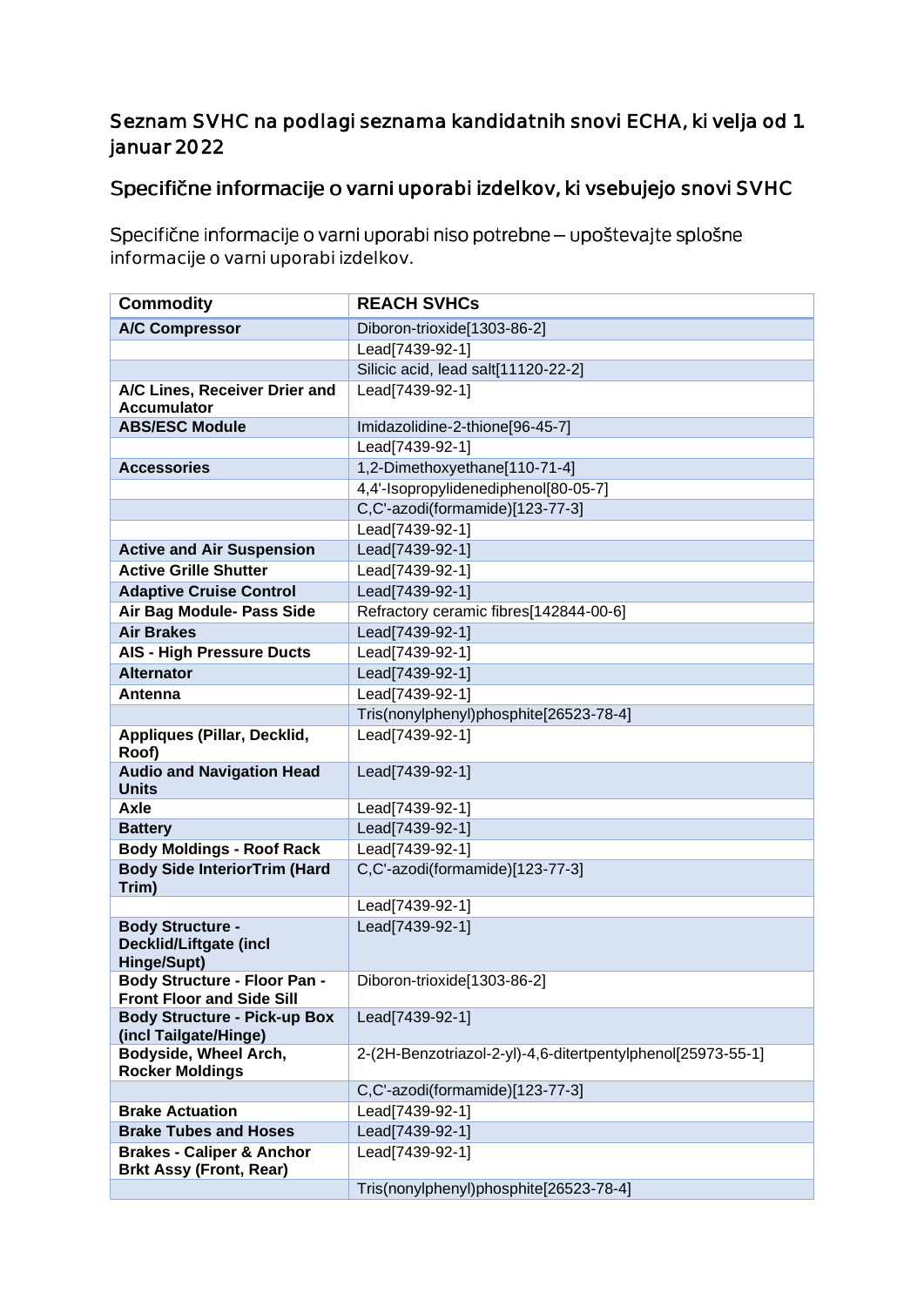## Seznam SVHC na podlagi seznama kandidatnih snovi ECHA, ki velja od 1. januar 2022

## Specifične informacije o varni uporabi izdelkov, ki vsebujejo snovi SVHC

Specifične informacije o varni uporabi niso potrebne – upoštevajte splošne informacije o varni uporabi izdelkov.

| Commodity | REACH SVHCs |
|---|---|
| **A/C Compressor** | Diboron-trioxide[1303-86-2] |
| | Lead[7439-92-1] |
| | Silicic acid, lead salt[11120-22-2] |
| **A/C Lines, Receiver Drier and Accumulator** | Lead[7439-92-1] |
| **ABS/ESC Module** | Imidazolidine-2-thione[96-45-7] |
| | Lead[7439-92-1] |
| **Accessories** | 1,2-Dimethoxyethane[110-71-4] |
| | 4,4'-Isopropylidenediphenol[80-05-7] |
| | C,C'-azodi(formamide)[123-77-3] |
| | Lead[7439-92-1] |
| **Active and Air Suspension** | Lead[7439-92-1] |
| **Active Grille Shutter** | Lead[7439-92-1] |
| **Adaptive Cruise Control** | Lead[7439-92-1] |
| **Air Bag Module- Pass Side** | Refractory ceramic fibres[142844-00-6] |
| **Air Brakes** | Lead[7439-92-1] |
| **AIS - High Pressure Ducts** | Lead[7439-92-1] |
| **Alternator** | Lead[7439-92-1] |
| **Antenna** | Lead[7439-92-1] |
| | Tris(nonylphenyl)phosphite[26523-78-4] |
| **Appliques (Pillar, Decklid, Roof)** | Lead[7439-92-1] |
| **Audio and Navigation Head Units** | Lead[7439-92-1] |
| **Axle** | Lead[7439-92-1] |
| **Battery** | Lead[7439-92-1] |
| **Body Moldings - Roof Rack** | Lead[7439-92-1] |
| **Body Side InteriorTrim (Hard Trim)** | C,C'-azodi(formamide)[123-77-3] |
| | Lead[7439-92-1] |
| **Body Structure - Decklid/Liftgate (incl Hinge/Supt)** | Lead[7439-92-1] |
| **Body Structure - Floor Pan - Front Floor and Side Sill** | Diboron-trioxide[1303-86-2] |
| **Body Structure - Pick-up Box (incl Tailgate/Hinge)** | Lead[7439-92-1] |
| **Bodyside, Wheel Arch, Rocker Moldings** | 2-(2H-Benzotriazol-2-yl)-4,6-ditertpentylphenol[25973-55-1] |
| | C,C'-azodi(formamide)[123-77-3] |
| **Brake Actuation** | Lead[7439-92-1] |
| **Brake Tubes and Hoses** | Lead[7439-92-1] |
| **Brakes - Caliper & Anchor Brkt Assy (Front, Rear)** | Lead[7439-92-1] |
| | Tris(nonylphenyl)phosphite[26523-78-4] |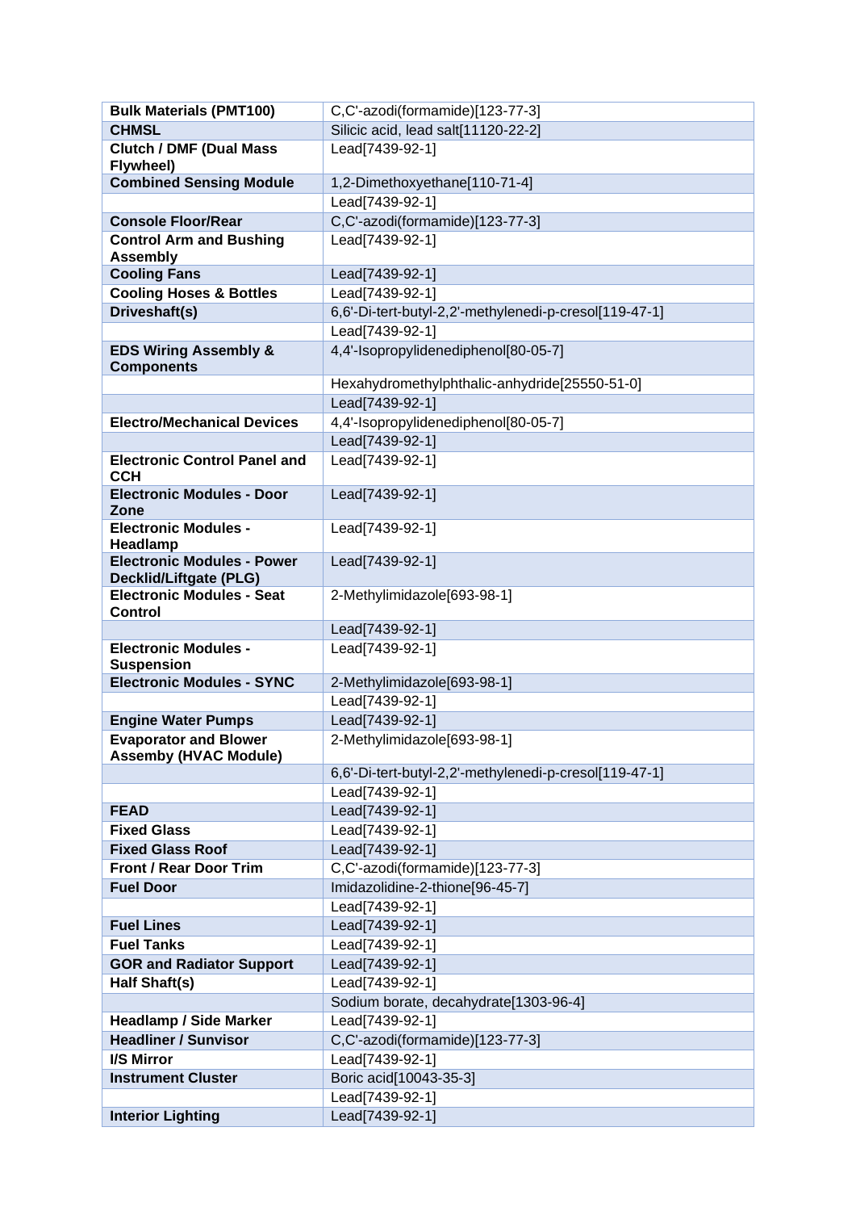| | |
|---|---|
| **Bulk Materials (PMT100)** | C,C'-azodi(formamide)[123-77-3] |
| **CHMSL** | Silicic acid, lead salt[11120-22-2] |
| **Clutch / DMF (Dual Mass Flywheel)** | Lead[7439-92-1] |
| **Combined Sensing Module** | 1,2-Dimethoxyethane[110-71-4] |
| | Lead[7439-92-1] |
| **Console Floor/Rear** | C,C'-azodi(formamide)[123-77-3] |
| **Control Arm and Bushing Assembly** | Lead[7439-92-1] |
| **Cooling Fans** | Lead[7439-92-1] |
| **Cooling Hoses & Bottles** | Lead[7439-92-1] |
| **Driveshaft(s)** | 6,6'-Di-tert-butyl-2,2'-methylenedi-p-cresol[119-47-1] |
| | Lead[7439-92-1] |
| **EDS Wiring Assembly & Components** | 4,4'-Isopropylidenediphenol[80-05-7] |
| | Hexahydromethylphthalic-anhydride[25550-51-0] |
| | Lead[7439-92-1] |
| **Electro/Mechanical Devices** | 4,4'-Isopropylidenediphenol[80-05-7] |
| | Lead[7439-92-1] |
| **Electronic Control Panel and CCH** | Lead[7439-92-1] |
| **Electronic Modules - Door Zone** | Lead[7439-92-1] |
| **Electronic Modules - Headlamp** | Lead[7439-92-1] |
| **Electronic Modules - Power Decklid/Liftgate (PLG)** | Lead[7439-92-1] |
| **Electronic Modules - Seat Control** | 2-Methylimidazole[693-98-1] |
| | Lead[7439-92-1] |
| **Electronic Modules - Suspension** | Lead[7439-92-1] |
| **Electronic Modules - SYNC** | 2-Methylimidazole[693-98-1] |
| | Lead[7439-92-1] |
| **Engine Water Pumps** | Lead[7439-92-1] |
| **Evaporator and Blower Assemby (HVAC Module)** | 2-Methylimidazole[693-98-1] |
| | 6,6'-Di-tert-butyl-2,2'-methylenedi-p-cresol[119-47-1] |
| | Lead[7439-92-1] |
| **FEAD** | Lead[7439-92-1] |
| **Fixed Glass** | Lead[7439-92-1] |
| **Fixed Glass Roof** | Lead[7439-92-1] |
| **Front / Rear Door Trim** | C,C'-azodi(formamide)[123-77-3] |
| **Fuel Door** | Imidazolidine-2-thione[96-45-7] |
| | Lead[7439-92-1] |
| **Fuel Lines** | Lead[7439-92-1] |
| **Fuel Tanks** | Lead[7439-92-1] |
| **GOR and Radiator Support** | Lead[7439-92-1] |
| **Half Shaft(s)** | Lead[7439-92-1] |
| | Sodium borate, decahydrate[1303-96-4] |
| **Headlamp / Side Marker** | Lead[7439-92-1] |
| **Headliner / Sunvisor** | C,C'-azodi(formamide)[123-77-3] |
| **I/S Mirror** | Lead[7439-92-1] |
| **Instrument Cluster** | Boric acid[10043-35-3] |
| | Lead[7439-92-1] |
| **Interior Lighting** | Lead[7439-92-1] |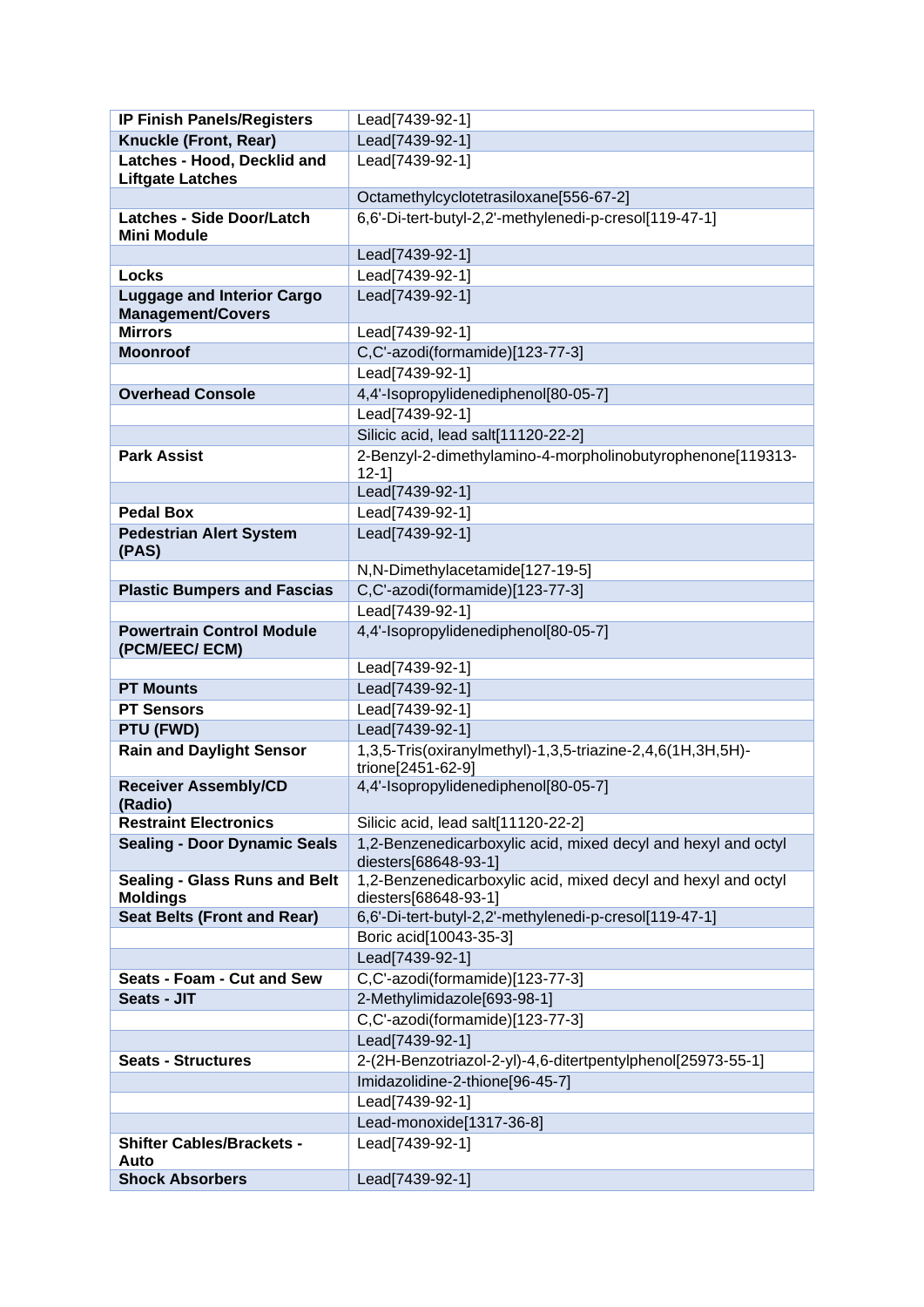| | |
|---|---|
| **IP Finish Panels/Registers** | Lead[7439-92-1] |
| **Knuckle (Front, Rear)** | Lead[7439-92-1] |
| **Latches - Hood, Decklid and Liftgate Latches** | Lead[7439-92-1] |
| | Octamethylcyclotetrasiloxane[556-67-2] |
| **Latches - Side Door/Latch Mini Module** | 6,6'-Di-tert-butyl-2,2'-methylenedi-p-cresol[119-47-1] |
| | Lead[7439-92-1] |
| **Locks** | Lead[7439-92-1] |
| **Luggage and Interior Cargo Management/Covers** | Lead[7439-92-1] |
| **Mirrors** | Lead[7439-92-1] |
| **Moonroof** | C,C'-azodi(formamide)[123-77-3] |
| | Lead[7439-92-1] |
| **Overhead Console** | 4,4'-Isopropylidenediphenol[80-05-7] |
| | Lead[7439-92-1] |
| | Silicic acid, lead salt[11120-22-2] |
| **Park Assist** | 2-Benzyl-2-dimethylamino-4-morpholinobutyrophenone[119313-12-1] |
| | Lead[7439-92-1] |
| **Pedal Box** | Lead[7439-92-1] |
| **Pedestrian Alert System (PAS)** | Lead[7439-92-1] |
| | N,N-Dimethylacetamide[127-19-5] |
| **Plastic Bumpers and Fascias** | C,C'-azodi(formamide)[123-77-3] |
| | Lead[7439-92-1] |
| **Powertrain Control Module (PCM/EEC/ ECM)** | 4,4'-Isopropylidenediphenol[80-05-7] |
| | Lead[7439-92-1] |
| **PT Mounts** | Lead[7439-92-1] |
| **PT Sensors** | Lead[7439-92-1] |
| **PTU (FWD)** | Lead[7439-92-1] |
| **Rain and Daylight Sensor** | 1,3,5-Tris(oxiranylmethyl)-1,3,5-triazine-2,4,6(1H,3H,5H)-trione[2451-62-9] |
| **Receiver Assembly/CD (Radio)** | 4,4'-Isopropylidenediphenol[80-05-7] |
| **Restraint Electronics** | Silicic acid, lead salt[11120-22-2] |
| **Sealing - Door Dynamic Seals** | 1,2-Benzenedicarboxylic acid, mixed decyl and hexyl and octyl diesters[68648-93-1] |
| **Sealing - Glass Runs and Belt Moldings** | 1,2-Benzenedicarboxylic acid, mixed decyl and hexyl and octyl diesters[68648-93-1] |
| **Seat Belts (Front and Rear)** | 6,6'-Di-tert-butyl-2,2'-methylenedi-p-cresol[119-47-1] |
| | Boric acid[10043-35-3] |
| | Lead[7439-92-1] |
| **Seats - Foam - Cut and Sew** | C,C'-azodi(formamide)[123-77-3] |
| **Seats - JIT** | 2-Methylimidazole[693-98-1] |
| | C,C'-azodi(formamide)[123-77-3] |
| | Lead[7439-92-1] |
| **Seats - Structures** | 2-(2H-Benzotriazol-2-yl)-4,6-ditertpentylphenol[25973-55-1] |
| | Imidazolidine-2-thione[96-45-7] |
| | Lead[7439-92-1] |
| | Lead-monoxide[1317-36-8] |
| **Shifter Cables/Brackets - Auto** | Lead[7439-92-1] |
| **Shock Absorbers** | Lead[7439-92-1] |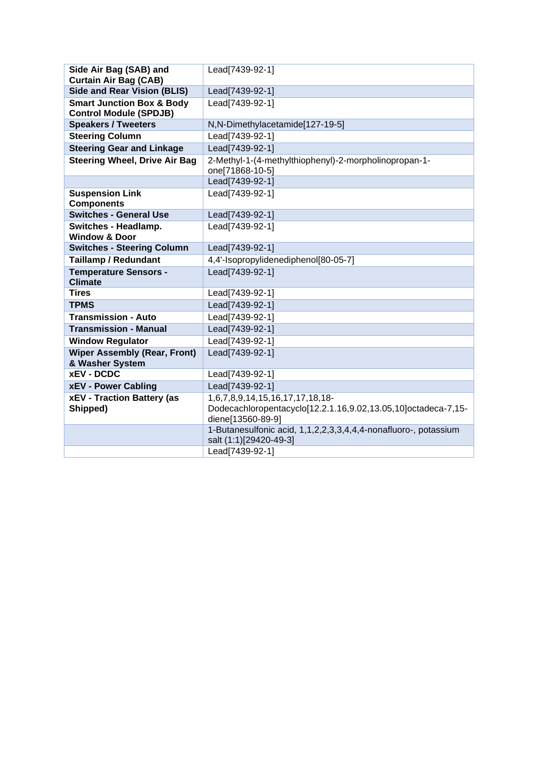| | |
|---|---|
| **Side Air Bag (SAB) and Curtain Air Bag (CAB)** | Lead[7439-92-1] |
| **Side and Rear Vision (BLIS)** | Lead[7439-92-1] |
| **Smart Junction Box & Body Control Module (SPDJB)** | Lead[7439-92-1] |
| **Speakers / Tweeters** | N,N-Dimethylacetamide[127-19-5] |
| **Steering Column** | Lead[7439-92-1] |
| **Steering Gear and Linkage** | Lead[7439-92-1] |
| **Steering Wheel, Drive Air Bag** | 2-Methyl-1-(4-methylthiophenyl)-2-morpholinopropan-1-one[71868-10-5] |
| | Lead[7439-92-1] |
| **Suspension Link Components** | Lead[7439-92-1] |
| **Switches - General Use** | Lead[7439-92-1] |
| **Switches - Headlamp. Window & Door** | Lead[7439-92-1] |
| **Switches - Steering Column** | Lead[7439-92-1] |
| **Taillamp / Redundant** | 4,4'-Isopropylidenediphenol[80-05-7] |
| **Temperature Sensors - Climate** | Lead[7439-92-1] |
| **Tires** | Lead[7439-92-1] |
| **TPMS** | Lead[7439-92-1] |
| **Transmission - Auto** | Lead[7439-92-1] |
| **Transmission - Manual** | Lead[7439-92-1] |
| **Window Regulator** | Lead[7439-92-1] |
| **Wiper Assembly (Rear, Front) & Washer System** | Lead[7439-92-1] |
| **xEV - DCDC** | Lead[7439-92-1] |
| **xEV - Power Cabling** | Lead[7439-92-1] |
| **xEV - Traction Battery (as Shipped)** | 1,6,7,8,9,14,15,16,17,17,18,18-Dodecachloropentacyclo[12.2.1.16,9.02,13.05,10]octadeca-7,15-diene[13560-89-9] |
| | 1-Butanesulfonic acid, 1,1,2,2,3,3,4,4,4-nonafluoro-, potassium salt (1:1)[29420-49-3] |
| | Lead[7439-92-1] |